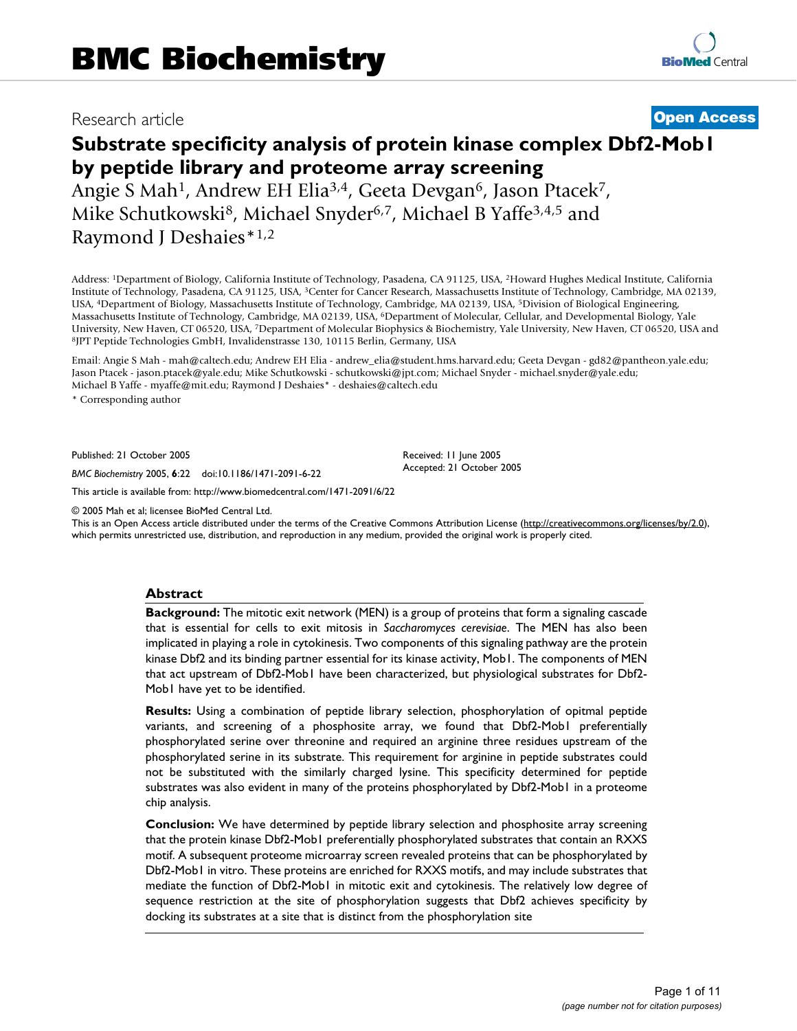# BMC Biochemistry

Research article

**Open Access**

# Substrate specificity analysis of protein kinase complex Dbf2-Mob1 by peptide library and proteome array screening

Angie S Mah[1], Andrew EH Elia[3,4], Geeta Devgan[6], Jason Ptacek[7], Mike Schutkowski[8], Michael Snyder[6,7], Michael B Yaffe[3,4,5] and Raymond J Deshaies*[1,2]

Address: [1]Department of Biology, California Institute of Technology, Pasadena, CA 91125, USA, [2]Howard Hughes Medical Institute, California Institute of Technology, Pasadena, CA 91125, USA, [3]Center for Cancer Research, Massachusetts Institute of Technology, Cambridge, MA 02139, USA, [4]Department of Biology, Massachusetts Institute of Technology, Cambridge, MA 02139, USA, [5]Division of Biological Engineering, Massachusetts Institute of Technology, Cambridge, MA 02139, USA, [6]Department of Molecular, Cellular, and Developmental Biology, Yale University, New Haven, CT 06520, USA, [7]Department of Molecular Biophysics & Biochemistry, Yale University, New Haven, CT 06520, USA and [8]JPT Peptide Technologies GmbH, Invalidenstrasse 130, 10115 Berlin, Germany, USA

Email: Angie S Mah - mah@caltech.edu; Andrew EH Elia - andrew_elia@student.hms.harvard.edu; Geeta Devgan - gd82@pantheon.yale.edu; Jason Ptacek - jason.ptacek@yale.edu; Mike Schutkowski - schutkowski@jpt.com; Michael Snyder - michael.snyder@yale.edu; Michael B Yaffe - myaffe@mit.edu; Raymond J Deshaies* - deshaies@caltech.edu

\* Corresponding author

Published: 21 October 2005

*BMC Biochemistry* 2005, **6**:22 doi:10.1186/1471-2091-6-22

Received: 11 June 2005
Accepted: 21 October 2005

This article is available from: http://www.biomedcentral.com/1471-2091/6/22

© 2005 Mah et al; licensee BioMed Central Ltd.
This is an Open Access article distributed under the terms of the Creative Commons Attribution License (http://creativecommons.org/licenses/by/2.0), which permits unrestricted use, distribution, and reproduction in any medium, provided the original work is properly cited.

## Abstract

**Background:** The mitotic exit network (MEN) is a group of proteins that form a signaling cascade that is essential for cells to exit mitosis in *Saccharomyces cerevisiae*. The MEN has also been implicated in playing a role in cytokinesis. Two components of this signaling pathway are the protein kinase Dbf2 and its binding partner essential for its kinase activity, Mob1. The components of MEN that act upstream of Dbf2-Mob1 have been characterized, but physiological substrates for Dbf2-Mob1 have yet to be identified.

**Results:** Using a combination of peptide library selection, phosphorylation of opitmal peptide variants, and screening of a phosphosite array, we found that Dbf2-Mob1 preferentially phosphorylated serine over threonine and required an arginine three residues upstream of the phosphorylated serine in its substrate. This requirement for arginine in peptide substrates could not be substituted with the similarly charged lysine. This specificity determined for peptide substrates was also evident in many of the proteins phosphorylated by Dbf2-Mob1 in a proteome chip analysis.

**Conclusion:** We have determined by peptide library selection and phosphosite array screening that the protein kinase Dbf2-Mob1 preferentially phosphorylated substrates that contain an RXXS motif. A subsequent proteome microarray screen revealed proteins that can be phosphorylated by Dbf2-Mob1 in vitro. These proteins are enriched for RXXS motifs, and may include substrates that mediate the function of Dbf2-Mob1 in mitotic exit and cytokinesis. The relatively low degree of sequence restriction at the site of phosphorylation suggests that Dbf2 achieves specificity by docking its substrates at a site that is distinct from the phosphorylation site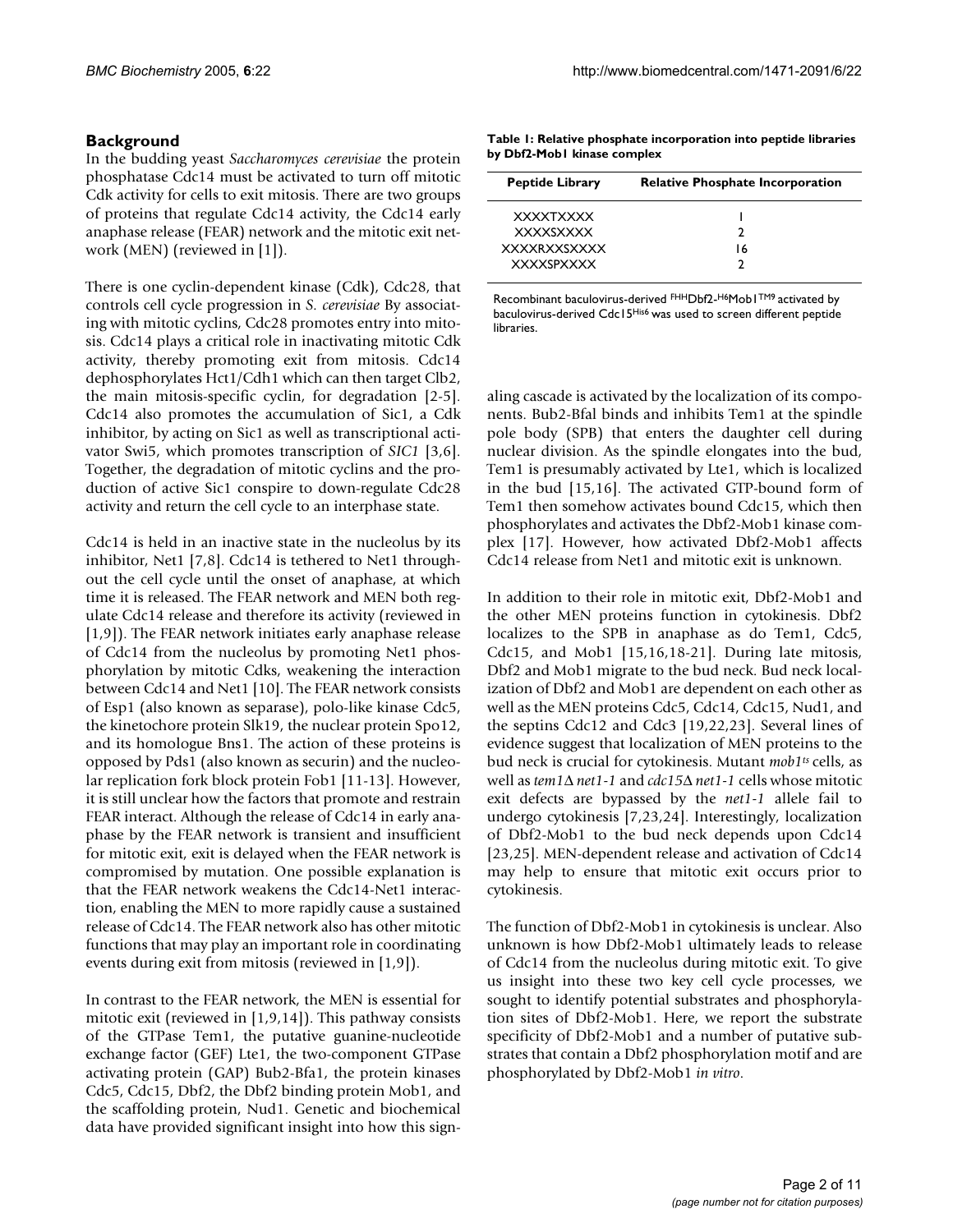## Background

In the budding yeast *Saccharomyces cerevisiae* the protein phosphatase Cdc14 must be activated to turn off mitotic Cdk activity for cells to exit mitosis. There are two groups of proteins that regulate Cdc14 activity, the Cdc14 early anaphase release (FEAR) network and the mitotic exit network (MEN) (reviewed in [1]).

There is one cyclin-dependent kinase (Cdk), Cdc28, that controls cell cycle progression in *S. cerevisiae* By associating with mitotic cyclins, Cdc28 promotes entry into mitosis. Cdc14 plays a critical role in inactivating mitotic Cdk activity, thereby promoting exit from mitosis. Cdc14 dephosphorylates Hct1/Cdh1 which can then target Clb2, the main mitosis-specific cyclin, for degradation [2-5]. Cdc14 also promotes the accumulation of Sic1, a Cdk inhibitor, by acting on Sic1 as well as transcriptional activator Swi5, which promotes transcription of *SIC1* [3,6]. Together, the degradation of mitotic cyclins and the production of active Sic1 conspire to down-regulate Cdc28 activity and return the cell cycle to an interphase state.

Cdc14 is held in an inactive state in the nucleolus by its inhibitor, Net1 [7,8]. Cdc14 is tethered to Net1 throughout the cell cycle until the onset of anaphase, at which time it is released. The FEAR network and MEN both regulate Cdc14 release and therefore its activity (reviewed in [1,9]). The FEAR network initiates early anaphase release of Cdc14 from the nucleolus by promoting Net1 phosphorylation by mitotic Cdks, weakening the interaction between Cdc14 and Net1 [10]. The FEAR network consists of Esp1 (also known as separase), polo-like kinase Cdc5, the kinetochore protein Slk19, the nuclear protein Spo12, and its homologue Bns1. The action of these proteins is opposed by Pds1 (also known as securin) and the nucleolar replication fork block protein Fob1 [11-13]. However, it is still unclear how the factors that promote and restrain FEAR interact. Although the release of Cdc14 in early anaphase by the FEAR network is transient and insufficient for mitotic exit, exit is delayed when the FEAR network is compromised by mutation. One possible explanation is that the FEAR network weakens the Cdc14-Net1 interaction, enabling the MEN to more rapidly cause a sustained release of Cdc14. The FEAR network also has other mitotic functions that may play an important role in coordinating events during exit from mitosis (reviewed in [1,9]).

In contrast to the FEAR network, the MEN is essential for mitotic exit (reviewed in [1,9,14]). This pathway consists of the GTPase Tem1, the putative guanine-nucleotide exchange factor (GEF) Lte1, the two-component GTPase activating protein (GAP) Bub2-Bfa1, the protein kinases Cdc5, Cdc15, Dbf2, the Dbf2 binding protein Mob1, and the scaffolding protein, Nud1. Genetic and biochemical data have provided significant insight into how this signaling cascade is activated by the localization of its components. Bub2-Bfal binds and inhibits Tem1 at the spindle pole body (SPB) that enters the daughter cell during nuclear division. As the spindle elongates into the bud, Tem1 is presumably activated by Lte1, which is localized in the bud [15,16]. The activated GTP-bound form of Tem1 then somehow activates bound Cdc15, which then phosphorylates and activates the Dbf2-Mob1 kinase complex [17]. However, how activated Dbf2-Mob1 affects Cdc14 release from Net1 and mitotic exit is unknown.

**Table 1: Relative phosphate incorporation into peptide libraries by Dbf2-Mob1 kinase complex**

| Peptide Library | Relative Phosphate Incorporation |
|---|---|
| XXXXTXXXX | 1 |
| XXXXSXXXX | 2 |
| XXXXRXXSXXXX | 16 |
| XXXXSPXXXX | 2 |

Recombinant baculovirus-derived $^{FHH}$Dbf2-$^{H6}$Mob1$^{TM9}$ activated by baculovirus-derived Cdc15$^{His6}$ was used to screen different peptide libraries.

In addition to their role in mitotic exit, Dbf2-Mob1 and the other MEN proteins function in cytokinesis. Dbf2 localizes to the SPB in anaphase as do Tem1, Cdc5, Cdc15, and Mob1 [15,16,18-21]. During late mitosis, Dbf2 and Mob1 migrate to the bud neck. Bud neck localization of Dbf2 and Mob1 are dependent on each other as well as the MEN proteins Cdc5, Cdc14, Cdc15, Nud1, and the septins Cdc12 and Cdc3 [19,22,23]. Several lines of evidence suggest that localization of MEN proteins to the bud neck is crucial for cytokinesis. Mutant *mob1$^{ts}$* cells, as well as *tem1Δ net1-1* and *cdc15Δ net1-1* cells whose mitotic exit defects are bypassed by the *net1-1* allele fail to undergo cytokinesis [7,23,24]. Interestingly, localization of Dbf2-Mob1 to the bud neck depends upon Cdc14 [23,25]. MEN-dependent release and activation of Cdc14 may help to ensure that mitotic exit occurs prior to cytokinesis.

The function of Dbf2-Mob1 in cytokinesis is unclear. Also unknown is how Dbf2-Mob1 ultimately leads to release of Cdc14 from the nucleolus during mitotic exit. To give us insight into these two key cell cycle processes, we sought to identify potential substrates and phosphorylation sites of Dbf2-Mob1. Here, we report the substrate specificity of Dbf2-Mob1 and a number of putative substrates that contain a Dbf2 phosphorylation motif and are phosphorylated by Dbf2-Mob1 *in vitro*.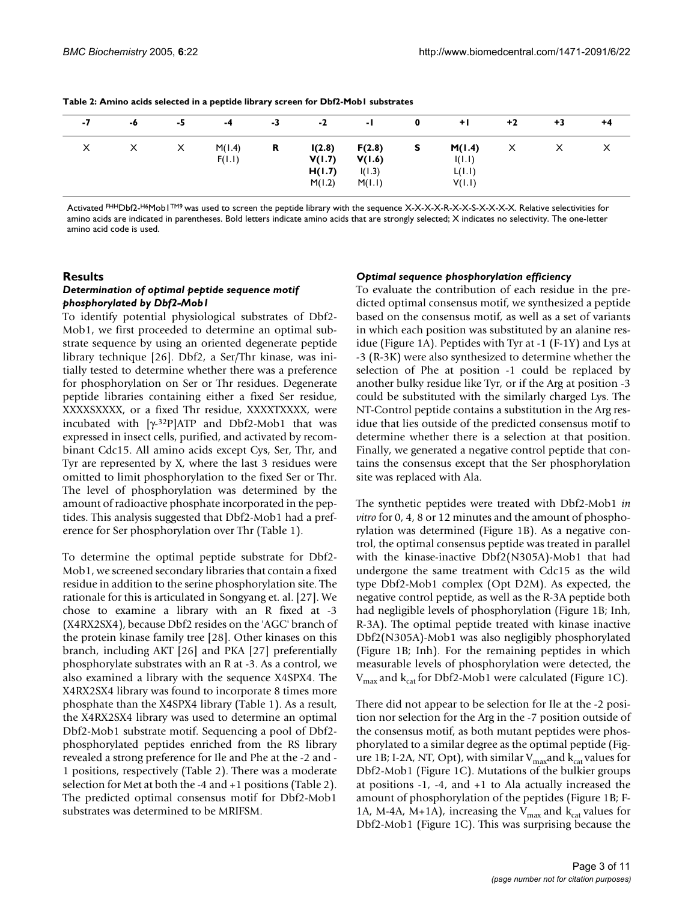**Table 2: Amino acids selected in a peptide library screen for Dbf2-Mob1 substrates**

| -7 | -6 | -5 | -4 | -3 | -2 | -1 | 0 | +1 | +2 | +3 | +4 |
|---|---|---|---|---|---|---|---|---|---|---|---|
| X | X | X | M(1.4) | **R** | **I(2.8)** | **F(2.8)** | **S** | **M(1.4)** | X | X | X |
| | | | F(1.1) | | **V(1.7)** | **V(1.6)** | | I(1.1) | | | |
| | | | | | **H(1.7)** | I(1.3) | | L(1.1) | | | |
| | | | | | M(1.2) | M(1.1) | | V(1.1) | | | |

Activated FHHDbf2-H6Mob1TM9 was used to screen the peptide library with the sequence X-X-X-X-R-X-X-S-X-X-X-X. Relative selectivities for amino acids are indicated in parentheses. Bold letters indicate amino acids that are strongly selected; X indicates no selectivity. The one-letter amino acid code is used.

## Results

### *Determination of optimal peptide sequence motif phosphorylated by Dbf2-Mob1*

To identify potential physiological substrates of Dbf2-Mob1, we first proceeded to determine an optimal substrate sequence by using an oriented degenerate peptide library technique [26]. Dbf2, a Ser/Thr kinase, was initially tested to determine whether there was a preference for phosphorylation on Ser or Thr residues. Degenerate peptide libraries containing either a fixed Ser residue, XXXXSXXXX, or a fixed Thr residue, XXXXTXXXX, were incubated with [$\gamma$-$^{32}$P]ATP and Dbf2-Mob1 that was expressed in insect cells, purified, and activated by recombinant Cdc15. All amino acids except Cys, Ser, Thr, and Tyr are represented by X, where the last 3 residues were omitted to limit phosphorylation to the fixed Ser or Thr. The level of phosphorylation was determined by the amount of radioactive phosphate incorporated in the peptides. This analysis suggested that Dbf2-Mob1 had a preference for Ser phosphorylation over Thr (Table 1).

To determine the optimal peptide substrate for Dbf2-Mob1, we screened secondary libraries that contain a fixed residue in addition to the serine phosphorylation site. The rationale for this is articulated in Songyang et. al. [27]. We chose to examine a library with an R fixed at -3 (X4RX2SX4), because Dbf2 resides on the 'AGC' branch of the protein kinase family tree [28]. Other kinases on this branch, including AKT [26] and PKA [27] preferentially phosphorylate substrates with an R at -3. As a control, we also examined a library with the sequence X4SPX4. The X4RX2SX4 library was found to incorporate 8 times more phosphate than the X4SPX4 library (Table 1). As a result, the X4RX2SX4 library was used to determine an optimal Dbf2-Mob1 substrate motif. Sequencing a pool of Dbf2-phosphorylated peptides enriched from the RS library revealed a strong preference for Ile and Phe at the -2 and -1 positions, respectively (Table 2). There was a moderate selection for Met at both the -4 and +1 positions (Table 2). The predicted optimal consensus motif for Dbf2-Mob1 substrates was determined to be MRIFSM.

### *Optimal sequence phosphorylation efficiency*

To evaluate the contribution of each residue in the predicted optimal consensus motif, we synthesized a peptide based on the consensus motif, as well as a set of variants in which each position was substituted by an alanine residue (Figure 1A). Peptides with Tyr at -1 (F-1Y) and Lys at -3 (R-3K) were also synthesized to determine whether the selection of Phe at position -1 could be replaced by another bulky residue like Tyr, or if the Arg at position -3 could be substituted with the similarly charged Lys. The NT-Control peptide contains a substitution in the Arg residue that lies outside of the predicted consensus motif to determine whether there is a selection at that position. Finally, we generated a negative control peptide that contains the consensus except that the Ser phosphorylation site was replaced with Ala.

The synthetic peptides were treated with Dbf2-Mob1 *in vitro* for 0, 4, 8 or 12 minutes and the amount of phosphorylation was determined (Figure 1B). As a negative control, the optimal consensus peptide was treated in parallel with the kinase-inactive Dbf2(N305A)-Mob1 that had undergone the same treatment with Cdc15 as the wild type Dbf2-Mob1 complex (Opt D2M). As expected, the negative control peptide, as well as the R-3A peptide both had negligible levels of phosphorylation (Figure 1B; Inh, R-3A). The optimal peptide treated with kinase inactive Dbf2(N305A)-Mob1 was also negligibly phosphorylated (Figure 1B; Inh). For the remaining peptides in which measurable levels of phosphorylation were detected, the $V_{max}$ and $k_{cat}$ for Dbf2-Mob1 were calculated (Figure 1C).

There did not appear to be selection for Ile at the -2 position nor selection for the Arg in the -7 position outside of the consensus motif, as both mutant peptides were phosphorylated to a similar degree as the optimal peptide (Figure 1B; I-2A, NT, Opt), with similar $V_{max}$ and $k_{cat}$ values for Dbf2-Mob1 (Figure 1C). Mutations of the bulkier groups at positions -1, -4, and +1 to Ala actually increased the amount of phosphorylation of the peptides (Figure 1B; F-1A, M-4A, M+1A), increasing the $V_{max}$ and $k_{cat}$ values for Dbf2-Mob1 (Figure 1C). This was surprising because the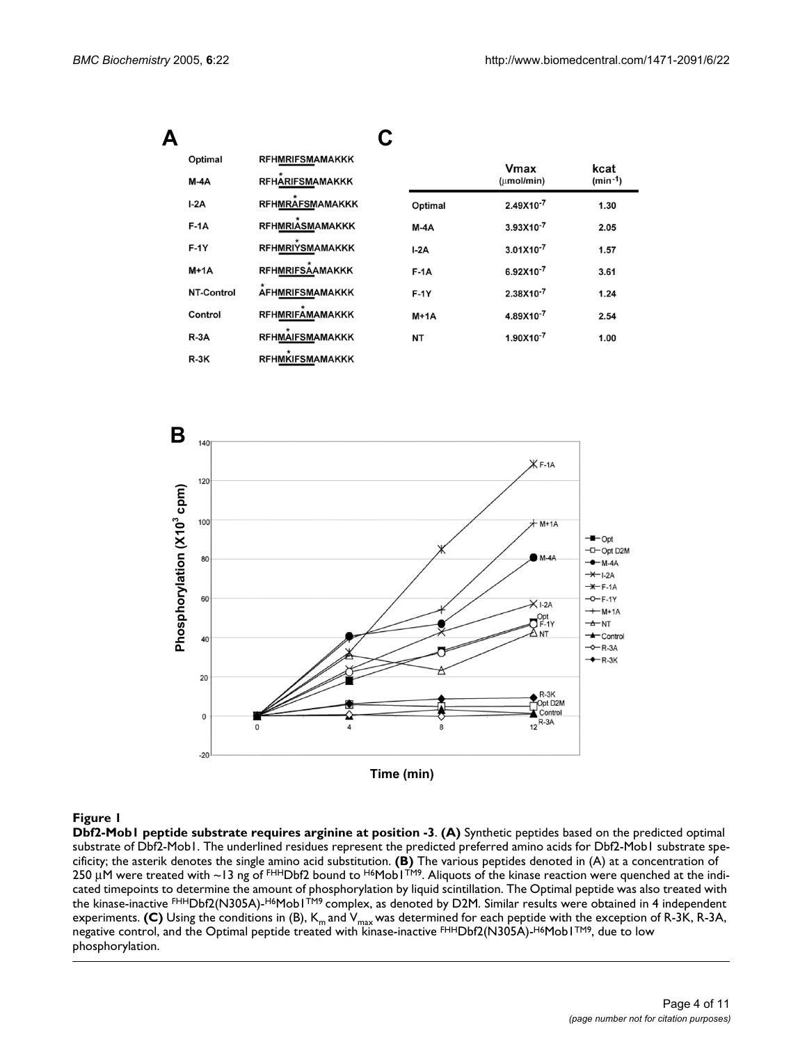**A**

| | |
|---|---|
| Optimal | RFHMRIFSMAMAKKK |
| M-4A | RFHARIFSMAMAKKK |
| I-2A | RFHMRAFSMAMAKKK |
| F-1A | RFHMRIASMAMAKKK |
| F-1Y | RFHMRIYSMAMAKKK |
| M+1A | RFHMRIFSAAMAKKK |
| NT-Control | AFHMRIFSMAMAKKK |
| Control | RFHMRIFAMAMAKKK |
| R-3A | RFHMAIFSMAMAKKK |
| R-3K | RFHMKIFSMAMAKKK |

**C**

| | Vmax (μmol/min) | kcat ($min^{-1}$) |
|---|---|---|
| Optimal | $2.49 \times 10^{-7}$ | 1.30 |
| M-4A | $3.93 \times 10^{-7}$ | 2.05 |
| I-2A | $3.01 \times 10^{-7}$ | 1.57 |
| F-1A | $6.92 \times 10^{-7}$ | 3.61 |
| F-1Y | $2.38 \times 10^{-7}$ | 1.24 |
| M+1A | $4.89 \times 10^{-7}$ | 2.54 |
| NT | $1.90 \times 10^{-7}$ | 1.00 |

**B**

**Figure 1**

**Dbf2-Mob1 peptide substrate requires arginine at position -3**. **(A)** Synthetic peptides based on the predicted optimal substrate of Dbf2-Mob1. The underlined residues represent the predicted preferred amino acids for Dbf2-Mob1 substrate specificity; the asterik denotes the single amino acid substitution. **(B)** The various peptides denoted in (A) at a concentration of 250 μM were treated with ~13 ng of $^{FHH}$Dbf2 bound to $^{H6}$Mob1$^{TM9}$. Aliquots of the kinase reaction were quenched at the indicated timepoints to determine the amount of phosphorylation by liquid scintillation. The Optimal peptide was also treated with the kinase-inactive $^{FHH}$Dbf2(N305A)-$^{H6}$Mob1$^{TM9}$ complex, as denoted by D2M. Similar results were obtained in 4 independent experiments. **(C)** Using the conditions in (B), $K_m$ and $V_{max}$ was determined for each peptide with the exception of R-3K, R-3A, negative control, and the Optimal peptide treated with kinase-inactive $^{FHH}$Dbf2(N305A)-$^{H6}$Mob1$^{TM9}$, due to low phosphorylation.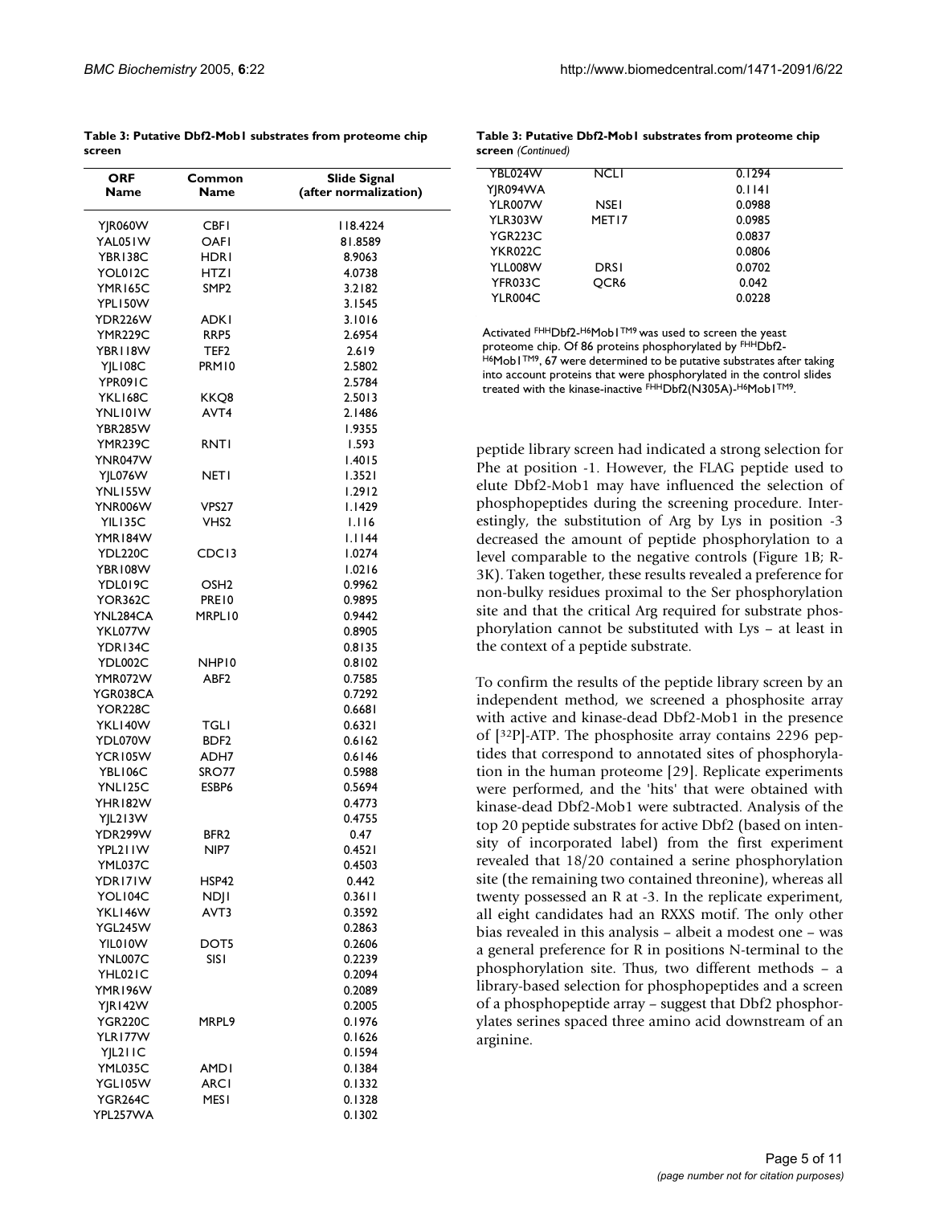**Table 3: Putative Dbf2-Mob1 substrates from proteome chip screen**

| ORF Name | Common Name | Slide Signal (after normalization) |
| --- | --- | --- |
| YJR060W | CBF1 | 118.4224 |
| YAL051W | OAF1 | 81.8589 |
| YBR138C | HDR1 | 8.9063 |
| YOL012C | HTZ1 | 4.0738 |
| YMR165C | SMP2 | 3.2182 |
| YPL150W | | 3.1545 |
| YDR226W | ADK1 | 3.1016 |
| YMR229C | RRP5 | 2.6954 |
| YBR118W | TEF2 | 2.619 |
| YJL108C | PRM10 | 2.5802 |
| YPR091C | | 2.5784 |
| YKL168C | KKQ8 | 2.5013 |
| YNL101W | AVT4 | 2.1486 |
| YBR285W | | 1.9355 |
| YMR239C | RNT1 | 1.593 |
| YNR047W | | 1.4015 |
| YJL076W | NET1 | 1.3521 |
| YNL155W | | 1.2912 |
| YNR006W | VPS27 | 1.1429 |
| YIL135C | VHS2 | 1.116 |
| YMR184W | | 1.1144 |
| YDL220C | CDC13 | 1.0274 |
| YBR108W | | 1.0216 |
| YDL019C | OSH2 | 0.9962 |
| YOR362C | PRE10 | 0.9895 |
| YNL284CA | MRPL10 | 0.9442 |
| YKL077W | | 0.8905 |
| YDR134C | | 0.8135 |
| YDL002C | NHP10 | 0.8102 |
| YMR072W | ABF2 | 0.7585 |
| YGR038CA | | 0.7292 |
| YOR228C | | 0.6681 |
| YKL140W | TGL1 | 0.6321 |
| YDL070W | BDF2 | 0.6162 |
| YCR105W | ADH7 | 0.6146 |
| YBL106C | SRO77 | 0.5988 |
| YNL125C | ESBP6 | 0.5694 |
| YHR182W | | 0.4773 |
| YJL213W | | 0.4755 |
| YDR299W | BFR2 | 0.47 |
| YPL211W | NIP7 | 0.4521 |
| YML037C | | 0.4503 |
| YDR171W | HSP42 | 0.442 |
| YOL104C | NDJ1 | 0.3611 |
| YKL146W | AVT3 | 0.3592 |
| YGL245W | | 0.2863 |
| YIL010W | DOT5 | 0.2606 |
| YNL007C | SIS1 | 0.2239 |
| YHL021C | | 0.2094 |
| YMR196W | | 0.2089 |
| YJR142W | | 0.2005 |
| YGR220C | MRPL9 | 0.1976 |
| YLR177W | | 0.1626 |
| YJL211C | | 0.1594 |
| YML035C | AMD1 | 0.1384 |
| YGL105W | ARC1 | 0.1332 |
| YGR264C | MES1 | 0.1328 |
| YPL257WA | | 0.1302 |
| YBL024W | NCL1 | 0.1294 |
| YJR094WA | | 0.1141 |
| YLR007W | NSE1 | 0.0988 |
| YLR303W | MET17 | 0.0985 |
| YGR223C | | 0.0837 |
| YKR022C | | 0.0806 |
| YLL008W | DRS1 | 0.0702 |
| YFR033C | QCR6 | 0.042 |
| YLR004C | | 0.0228 |

Activated $^{FHH}$Dbf2-$^{H6}$Mob1$^{TM9}$ was used to screen the yeast proteome chip. Of 86 proteins phosphorylated by $^{FHH}$Dbf2-$^{H6}$Mob1$^{TM9}$, 67 were determined to be putative substrates after taking into account proteins that were phosphorylated in the control slides treated with the kinase-inactive $^{FHH}$Dbf2(N305A)-$^{H6}$Mob1$^{TM9}$.

peptide library screen had indicated a strong selection for Phe at position -1. However, the FLAG peptide used to elute Dbf2-Mob1 may have influenced the selection of phosphopeptides during the screening procedure. Interestingly, the substitution of Arg by Lys in position -3 decreased the amount of peptide phosphorylation to a level comparable to the negative controls (Figure 1B; R-3K). Taken together, these results revealed a preference for non-bulky residues proximal to the Ser phosphorylation site and that the critical Arg required for substrate phosphorylation cannot be substituted with Lys – at least in the context of a peptide substrate.

To confirm the results of the peptide library screen by an independent method, we screened a phosphosite array with active and kinase-dead Dbf2-Mob1 in the presence of [$^{32}$P]-ATP. The phosphosite array contains 2296 peptides that correspond to annotated sites of phosphorylation in the human proteome [29]. Replicate experiments were performed, and the 'hits' that were obtained with kinase-dead Dbf2-Mob1 were subtracted. Analysis of the top 20 peptide substrates for active Dbf2 (based on intensity of incorporated label) from the first experiment revealed that 18/20 contained a serine phosphorylation site (the remaining two contained threonine), whereas all twenty possessed an R at -3. In the replicate experiment, all eight candidates had an RXXS motif. The only other bias revealed in this analysis – albeit a modest one – was a general preference for R in positions N-terminal to the phosphorylation site. Thus, two different methods – a library-based selection for phosphopeptides and a screen of a phosphopeptide array – suggest that Dbf2 phosphorylates serines spaced three amino acid downstream of an arginine.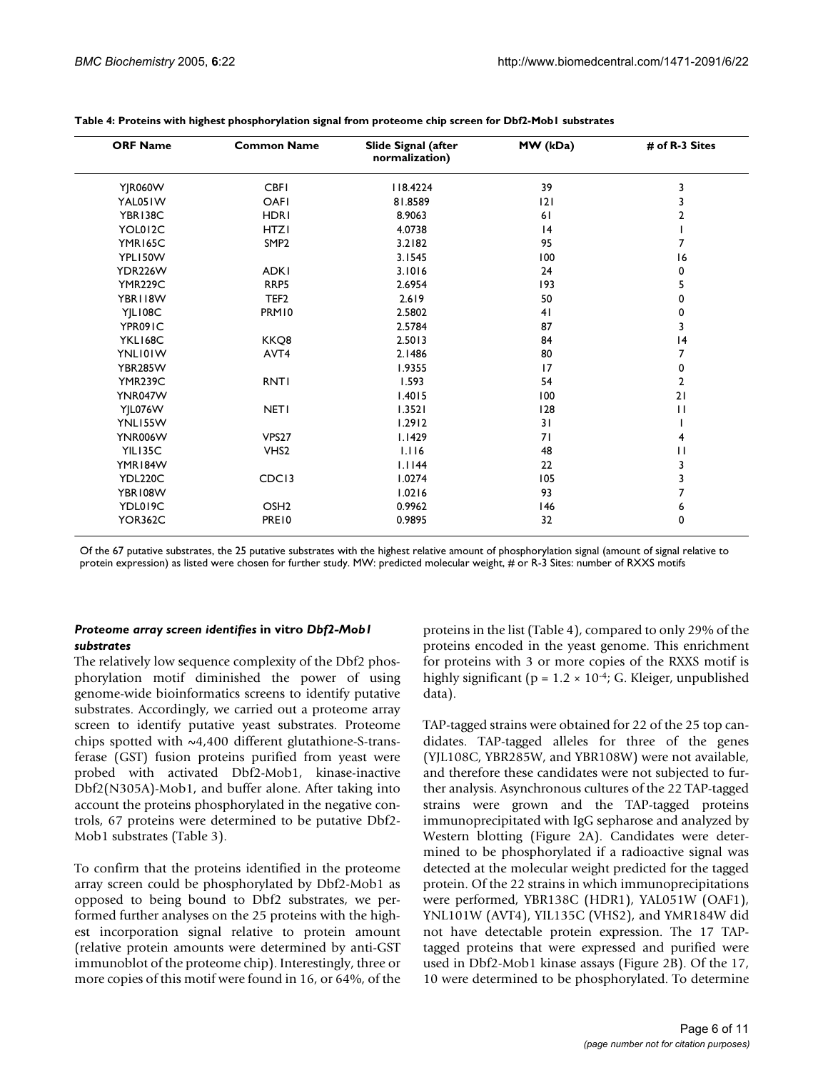**Table 4: Proteins with highest phosphorylation signal from proteome chip screen for Dbf2-Mob1 substrates**

| ORF Name | Common Name | Slide Signal (after normalization) | MW (kDa) | # of R-3 Sites |
|---|---|---|---|---|
| YJR060W | CBF1 | 118.4224 | 39 | 3 |
| YAL051W | OAF1 | 81.8589 | 121 | 3 |
| YBR138C | HDR1 | 8.9063 | 61 | 2 |
| YOL012C | HTZ1 | 4.0738 | 14 | 1 |
| YMR165C | SMP2 | 3.2182 | 95 | 7 |
| YPL150W | | 3.1545 | 100 | 16 |
| YDR226W | ADK1 | 3.1016 | 24 | 0 |
| YMR229C | RRP5 | 2.6954 | 193 | 5 |
| YBR118W | TEF2 | 2.619 | 50 | 0 |
| YJL108C | PRM10 | 2.5802 | 41 | 0 |
| YPR091C | | 2.5784 | 87 | 3 |
| YKL168C | KKQ8 | 2.5013 | 84 | 14 |
| YNL101W | AVT4 | 2.1486 | 80 | 7 |
| YBR285W | | 1.9355 | 17 | 0 |
| YMR239C | RNT1 | 1.593 | 54 | 2 |
| YNR047W | | 1.4015 | 100 | 21 |
| YJL076W | NET1 | 1.3521 | 128 | 11 |
| YNL155W | | 1.2912 | 31 | 1 |
| YNR006W | VPS27 | 1.1429 | 71 | 4 |
| YIL135C | VHS2 | 1.116 | 48 | 11 |
| YMR184W | | 1.1144 | 22 | 3 |
| YDL220C | CDC13 | 1.0274 | 105 | 3 |
| YBR108W | | 1.0216 | 93 | 7 |
| YDL019C | OSH2 | 0.9962 | 146 | 6 |
| YOR362C | PRE10 | 0.9895 | 32 | 0 |

Of the 67 putative substrates, the 25 putative substrates with the highest relative amount of phosphorylation signal (amount of signal relative to protein expression) as listed were chosen for further study. MW: predicted molecular weight, # or R-3 Sites: number of RXXS motifs

### *Proteome array screen identifies* in vitro *Dbf2-Mob1 substrates*

The relatively low sequence complexity of the Dbf2 phosphorylation motif diminished the power of using genome-wide bioinformatics screens to identify putative substrates. Accordingly, we carried out a proteome array screen to identify putative yeast substrates. Proteome chips spotted with ~4,400 different glutathione-S-transferase (GST) fusion proteins purified from yeast were probed with activated Dbf2-Mob1, kinase-inactive Dbf2(N305A)-Mob1, and buffer alone. After taking into account the proteins phosphorylated in the negative controls, 67 proteins were determined to be putative Dbf2-Mob1 substrates (Table 3).

To confirm that the proteins identified in the proteome array screen could be phosphorylated by Dbf2-Mob1 as opposed to being bound to Dbf2 substrates, we performed further analyses on the 25 proteins with the highest incorporation signal relative to protein amount (relative protein amounts were determined by anti-GST immunoblot of the proteome chip). Interestingly, three or more copies of this motif were found in 16, or 64%, of the proteins in the list (Table 4), compared to only 29% of the proteins encoded in the yeast genome. This enrichment for proteins with 3 or more copies of the RXXS motif is highly significant ($p = 1.2 \times 10^{-4}$; G. Kleiger, unpublished data).

TAP-tagged strains were obtained for 22 of the 25 top candidates. TAP-tagged alleles for three of the genes (YJL108C, YBR285W, and YBR108W) were not available, and therefore these candidates were not subjected to further analysis. Asynchronous cultures of the 22 TAP-tagged strains were grown and the TAP-tagged proteins immunoprecipitated with IgG sepharose and analyzed by Western blotting (Figure 2A). Candidates were determined to be phosphorylated if a radioactive signal was detected at the molecular weight predicted for the tagged protein. Of the 22 strains in which immunoprecipitations were performed, YBR138C (HDR1), YAL051W (OAF1), YNL101W (AVT4), YIL135C (VHS2), and YMR184W did not have detectable protein expression. The 17 TAP-tagged proteins that were expressed and purified were used in Dbf2-Mob1 kinase assays (Figure 2B). Of the 17, 10 were determined to be phosphorylated. To determine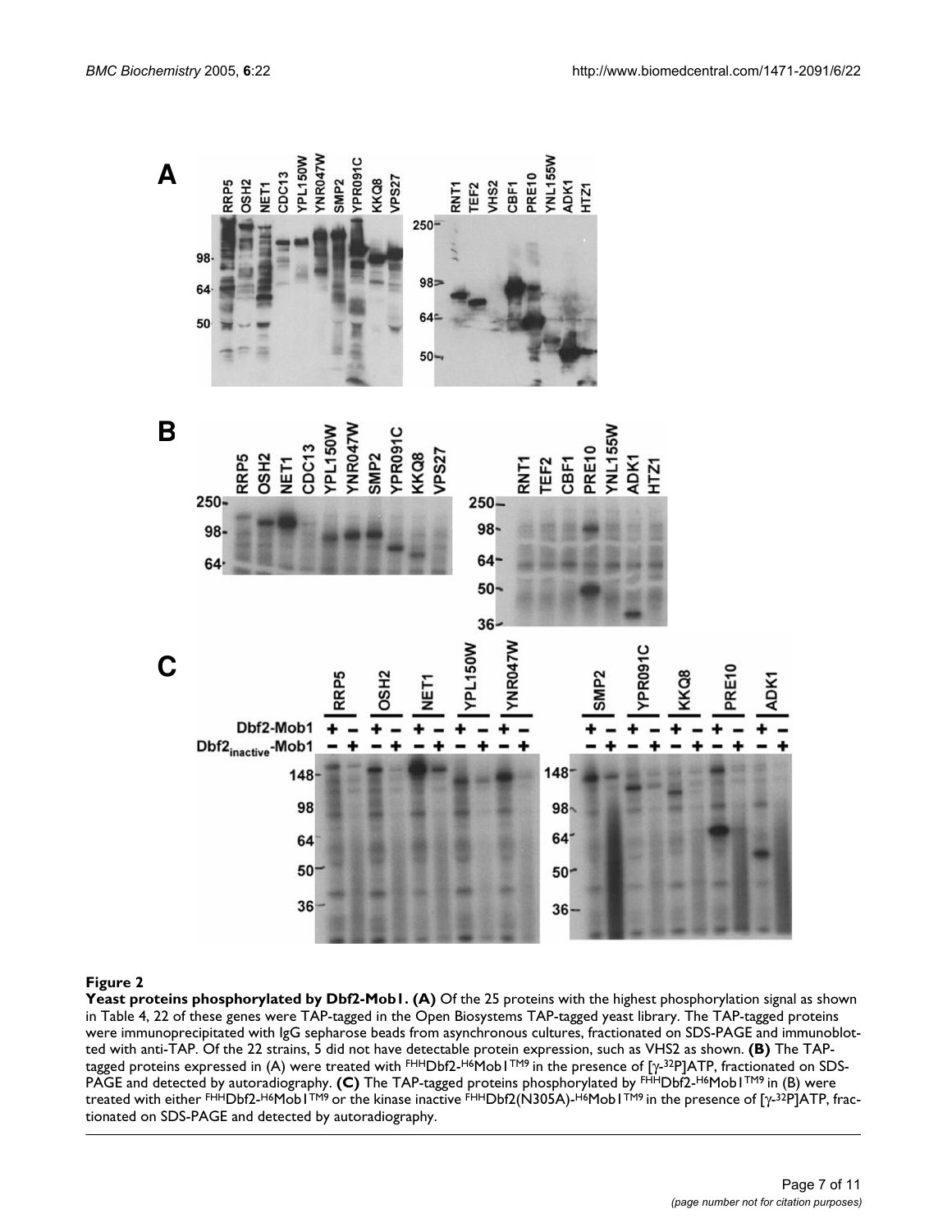**Figure 2**

**Yeast proteins phosphorylated by Dbf2-Mob1. (A)** Of the 25 proteins with the highest phosphorylation signal as shown in Table 4, 22 of these genes were TAP-tagged in the Open Biosystems TAP-tagged yeast library. The TAP-tagged proteins were immunoprecipitated with IgG sepharose beads from asynchronous cultures, fractionated on SDS-PAGE and immunoblotted with anti-TAP. Of the 22 strains, 5 did not have detectable protein expression, such as VHS2 as shown. **(B)** The TAP-tagged proteins expressed in (A) were treated with $^{FHH}$Dbf2-$^{H6}$Mob1$^{TM9}$ in the presence of [$\gamma$-$^{32}$P]ATP, fractionated on SDS-PAGE and detected by autoradiography. **(C)** The TAP-tagged proteins phosphorylated by $^{FHH}$Dbf2-$^{H6}$Mob1$^{TM9}$ in (B) were treated with either $^{FHH}$Dbf2-$^{H6}$Mob1$^{TM9}$ or the kinase inactive $^{FHH}$Dbf2(N305A)-$^{H6}$Mob1$^{TM9}$ in the presence of [$\gamma$-$^{32}$P]ATP, fractionated on SDS-PAGE and detected by autoradiography.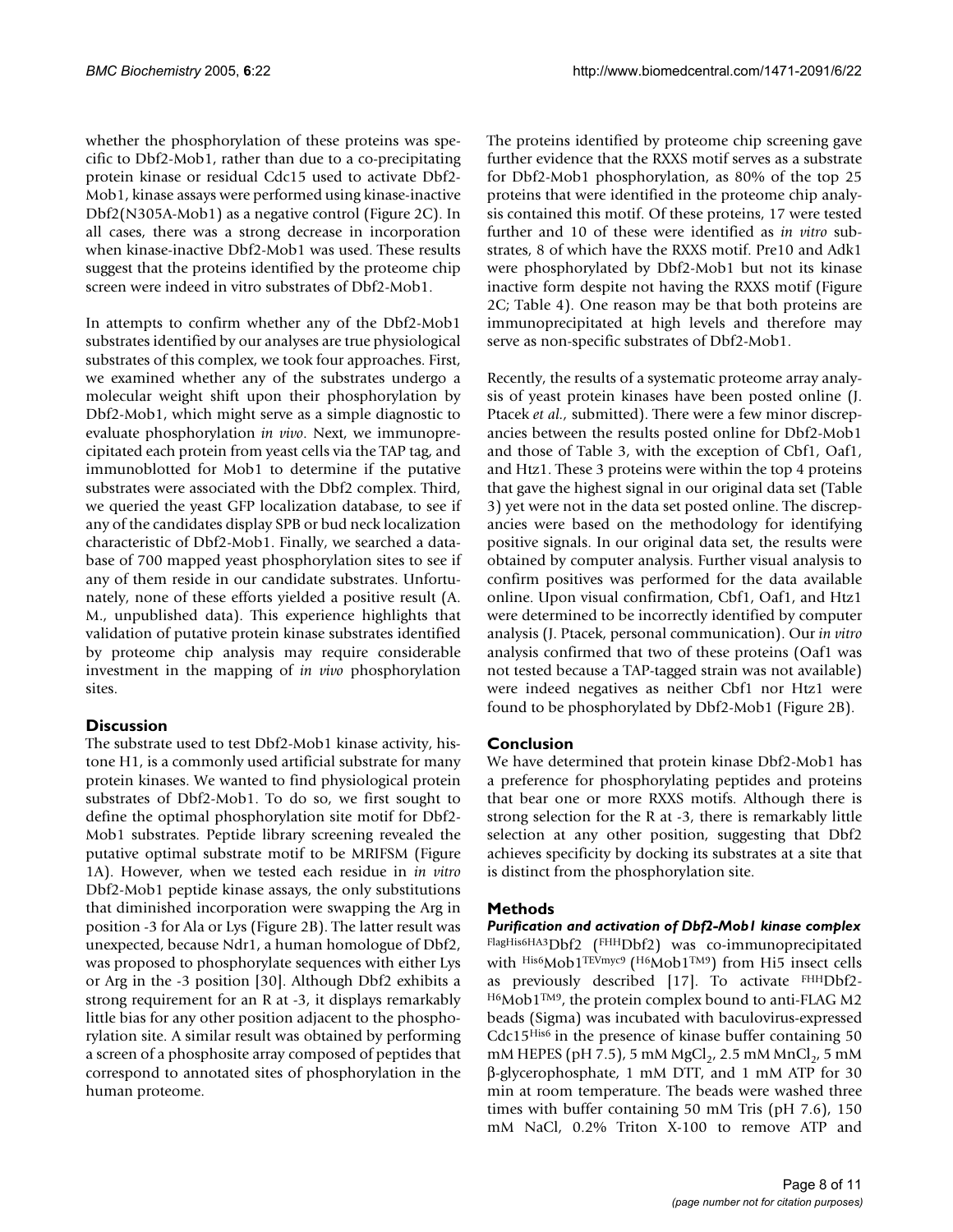whether the phosphorylation of these proteins was specific to Dbf2-Mob1, rather than due to a co-precipitating protein kinase or residual Cdc15 used to activate Dbf2-Mob1, kinase assays were performed using kinase-inactive Dbf2(N305A-Mob1) as a negative control (Figure 2C). In all cases, there was a strong decrease in incorporation when kinase-inactive Dbf2-Mob1 was used. These results suggest that the proteins identified by the proteome chip screen were indeed in vitro substrates of Dbf2-Mob1.

In attempts to confirm whether any of the Dbf2-Mob1 substrates identified by our analyses are true physiological substrates of this complex, we took four approaches. First, we examined whether any of the substrates undergo a molecular weight shift upon their phosphorylation by Dbf2-Mob1, which might serve as a simple diagnostic to evaluate phosphorylation *in vivo*. Next, we immunoprecipitated each protein from yeast cells via the TAP tag, and immunoblotted for Mob1 to determine if the putative substrates were associated with the Dbf2 complex. Third, we queried the yeast GFP localization database, to see if any of the candidates display SPB or bud neck localization characteristic of Dbf2-Mob1. Finally, we searched a database of 700 mapped yeast phosphorylation sites to see if any of them reside in our candidate substrates. Unfortunately, none of these efforts yielded a positive result (A. M., unpublished data). This experience highlights that validation of putative protein kinase substrates identified by proteome chip analysis may require considerable investment in the mapping of *in vivo* phosphorylation sites.

## Discussion

The substrate used to test Dbf2-Mob1 kinase activity, histone H1, is a commonly used artificial substrate for many protein kinases. We wanted to find physiological protein substrates of Dbf2-Mob1. To do so, we first sought to define the optimal phosphorylation site motif for Dbf2-Mob1 substrates. Peptide library screening revealed the putative optimal substrate motif to be MRIFSM (Figure 1A). However, when we tested each residue in *in vitro* Dbf2-Mob1 peptide kinase assays, the only substitutions that diminished incorporation were swapping the Arg in position -3 for Ala or Lys (Figure 2B). The latter result was unexpected, because Ndr1, a human homologue of Dbf2, was proposed to phosphorylate sequences with either Lys or Arg in the -3 position [30]. Although Dbf2 exhibits a strong requirement for an R at -3, it displays remarkably little bias for any other position adjacent to the phosphorylation site. A similar result was obtained by performing a screen of a phosphosite array composed of peptides that correspond to annotated sites of phosphorylation in the human proteome.

The proteins identified by proteome chip screening gave further evidence that the RXXS motif serves as a substrate for Dbf2-Mob1 phosphorylation, as 80% of the top 25 proteins that were identified in the proteome chip analysis contained this motif. Of these proteins, 17 were tested further and 10 of these were identified as *in vitro* substrates, 8 of which have the RXXS motif. Pre10 and Adk1 were phosphorylated by Dbf2-Mob1 but not its kinase inactive form despite not having the RXXS motif (Figure 2C; Table 4). One reason may be that both proteins are immunoprecipitated at high levels and therefore may serve as non-specific substrates of Dbf2-Mob1.

Recently, the results of a systematic proteome array analysis of yeast protein kinases have been posted online (J. Ptacek *et al.,* submitted). There were a few minor discrepancies between the results posted online for Dbf2-Mob1 and those of Table 3, with the exception of Cbf1, Oaf1, and Htz1. These 3 proteins were within the top 4 proteins that gave the highest signal in our original data set (Table 3) yet were not in the data set posted online. The discrepancies were based on the methodology for identifying positive signals. In our original data set, the results were obtained by computer analysis. Further visual analysis to confirm positives was performed for the data available online. Upon visual confirmation, Cbf1, Oaf1, and Htz1 were determined to be incorrectly identified by computer analysis (J. Ptacek, personal communication). Our *in vitro* analysis confirmed that two of these proteins (Oaf1 was not tested because a TAP-tagged strain was not available) were indeed negatives as neither Cbf1 nor Htz1 were found to be phosphorylated by Dbf2-Mob1 (Figure 2B).

## Conclusion

We have determined that protein kinase Dbf2-Mob1 has a preference for phosphorylating peptides and proteins that bear one or more RXXS motifs. Although there is strong selection for the R at -3, there is remarkably little selection at any other position, suggesting that Dbf2 achieves specificity by docking its substrates at a site that is distinct from the phosphorylation site.

## Methods

### *Purification and activation of Dbf2-Mob1 kinase complex*

$^{FlagHis6HA3}$Dbf2 ($^{FHH}$Dbf2) was co-immunoprecipitated with $^{His6}$Mob1$^{TEVmyc9}$ ($^{H6}$Mob1$^{TM9}$) from Hi5 insect cells as previously described [17]. To activate $^{FHH}$Dbf2-$^{H6}$Mob1$^{TM9}$, the protein complex bound to anti-FLAG M2 beads (Sigma) was incubated with baculovirus-expressed Cdc15$^{His6}$ in the presence of kinase buffer containing 50 mM HEPES (pH 7.5), 5 mM $MgCl_2$, 2.5 mM $MnCl_2$, 5 mM β-glycerophosphate, 1 mM DTT, and 1 mM ATP for 30 min at room temperature. The beads were washed three times with buffer containing 50 mM Tris (pH 7.6), 150 mM NaCl, 0.2% Triton X-100 to remove ATP and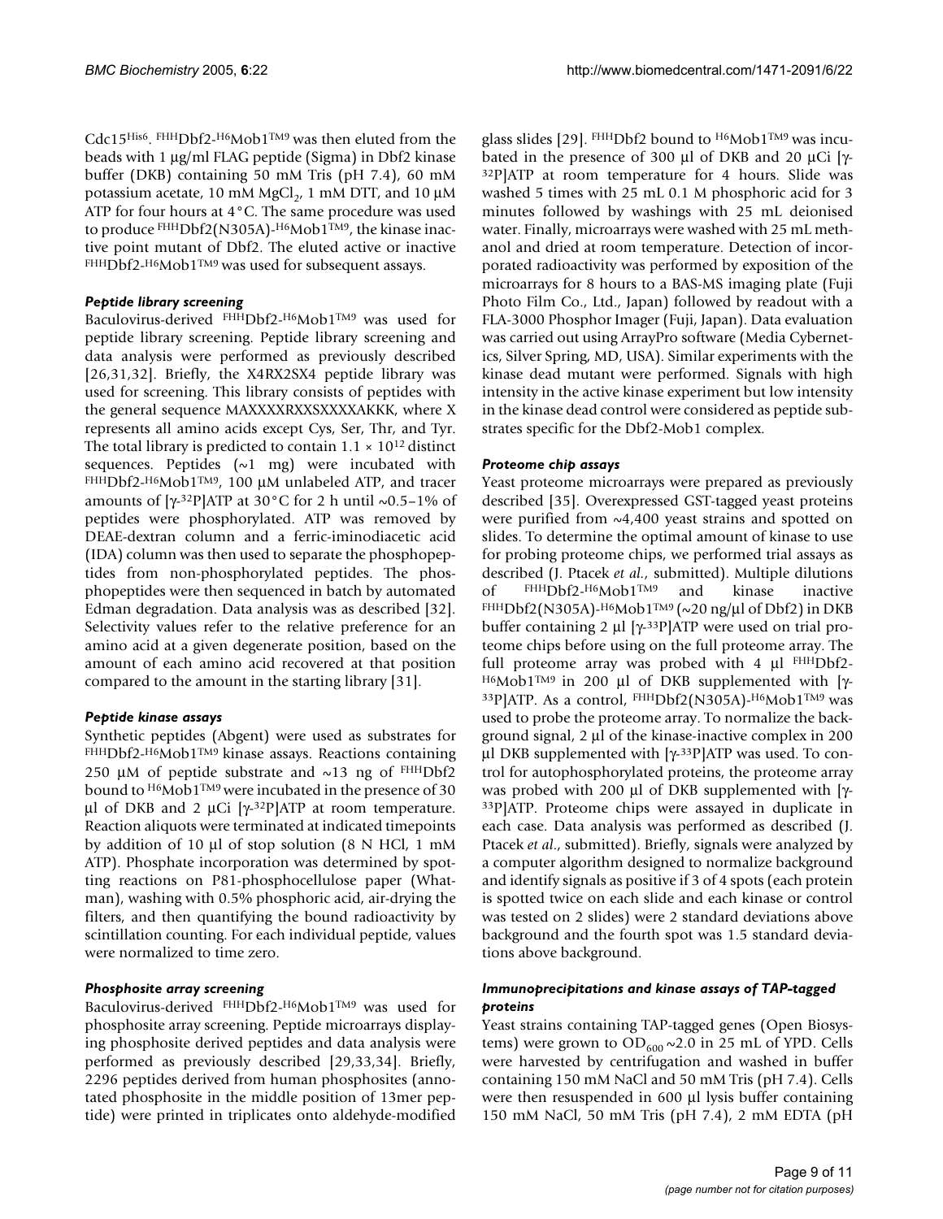Cdc15$^{His6}$. $^{FHH}$Dbf2-$^{H6}$Mob1$^{TM9}$ was then eluted from the beads with 1 μg/ml FLAG peptide (Sigma) in Dbf2 kinase buffer (DKB) containing 50 mM Tris (pH 7.4), 60 mM potassium acetate, 10 mM $MgCl_2$, 1 mM DTT, and 10 μM ATP for four hours at 4°C. The same procedure was used to produce $^{FHH}$Dbf2(N305A)-$^{H6}$Mob1$^{TM9}$, the kinase inactive point mutant of Dbf2. The eluted active or inactive $^{FHH}$Dbf2-$^{H6}$Mob1$^{TM9}$ was used for subsequent assays.

### *Peptide library screening*

Baculovirus-derived $^{FHH}$Dbf2-$^{H6}$Mob1$^{TM9}$ was used for peptide library screening. Peptide library screening and data analysis were performed as previously described [26,31,32]. Briefly, the X4RX2SX4 peptide library was used for screening. This library consists of peptides with the general sequence MAXXXXRXXSXXXXAKKK, where X represents all amino acids except Cys, Ser, Thr, and Tyr. The total library is predicted to contain $1.1 \times 10^{12}$ distinct sequences. Peptides (~1 mg) were incubated with $^{FHH}$Dbf2-$^{H6}$Mob1$^{TM9}$, 100 μM unlabeled ATP, and tracer amounts of [γ-$^{32}$P]ATP at 30°C for 2 h until ~0.5–1% of peptides were phosphorylated. ATP was removed by DEAE-dextran column and a ferric-iminodiacetic acid (IDA) column was then used to separate the phosphopeptides from non-phosphorylated peptides. The phosphopeptides were then sequenced in batch by automated Edman degradation. Data analysis was as described [32]. Selectivity values refer to the relative preference for an amino acid at a given degenerate position, based on the amount of each amino acid recovered at that position compared to the amount in the starting library [31].

### *Peptide kinase assays*

Synthetic peptides (Abgent) were used as substrates for $^{FHH}$Dbf2-$^{H6}$Mob1$^{TM9}$ kinase assays. Reactions containing 250 μM of peptide substrate and ~13 ng of $^{FHH}$Dbf2 bound to $^{H6}$Mob1$^{TM9}$ were incubated in the presence of 30 μl of DKB and 2 μCi [γ-$^{32}$P]ATP at room temperature. Reaction aliquots were terminated at indicated timepoints by addition of 10 μl of stop solution (8 N HCl, 1 mM ATP). Phosphate incorporation was determined by spotting reactions on P81-phosphocellulose paper (Whatman), washing with 0.5% phosphoric acid, air-drying the filters, and then quantifying the bound radioactivity by scintillation counting. For each individual peptide, values were normalized to time zero.

### *Phosphosite array screening*

Baculovirus-derived $^{FHH}$Dbf2-$^{H6}$Mob1$^{TM9}$ was used for phosphosite array screening. Peptide microarrays displaying phosphosite derived peptides and data analysis were performed as previously described [29,33,34]. Briefly, 2296 peptides derived from human phosphosites (annotated phosphosite in the middle position of 13mer peptide) were printed in triplicates onto aldehyde-modified glass slides [29]. $^{FHH}$Dbf2 bound to $^{H6}$Mob1$^{TM9}$ was incubated in the presence of 300 μl of DKB and 20 μCi [γ-$^{32}$P]ATP at room temperature for 4 hours. Slide was washed 5 times with 25 mL 0.1 M phosphoric acid for 3 minutes followed by washings with 25 mL deionised water. Finally, microarrays were washed with 25 mL methanol and dried at room temperature. Detection of incorporated radioactivity was performed by exposition of the microarrays for 8 hours to a BAS-MS imaging plate (Fuji Photo Film Co., Ltd., Japan) followed by readout with a FLA-3000 Phosphor Imager (Fuji, Japan). Data evaluation was carried out using ArrayPro software (Media Cybernetics, Silver Spring, MD, USA). Similar experiments with the kinase dead mutant were performed. Signals with high intensity in the active kinase experiment but low intensity in the kinase dead control were considered as peptide substrates specific for the Dbf2-Mob1 complex.

### *Proteome chip assays*

Yeast proteome microarrays were prepared as previously described [35]. Overexpressed GST-tagged yeast proteins were purified from ~4,400 yeast strains and spotted on slides. To determine the optimal amount of kinase to use for probing proteome chips, we performed trial assays as described (J. Ptacek *et al.*, submitted). Multiple dilutions of $^{FHH}$Dbf2-$^{H6}$Mob1$^{TM9}$ and kinase inactive $^{FHH}$Dbf2(N305A)-$^{H6}$Mob1$^{TM9}$ (~20 ng/μl of Dbf2) in DKB buffer containing 2 μl [γ-$^{33}$P]ATP were used on trial proteome chips before using on the full proteome array. The full proteome array was probed with 4 μl $^{FHH}$Dbf2-$^{H6}$Mob1$^{TM9}$ in 200 μl of DKB supplemented with [γ-$^{33}$P]ATP. As a control, $^{FHH}$Dbf2(N305A)-$^{H6}$Mob1$^{TM9}$ was used to probe the proteome array. To normalize the background signal, 2 μl of the kinase-inactive complex in 200 μl DKB supplemented with [γ-$^{33}$P]ATP was used. To control for autophosphorylated proteins, the proteome array was probed with 200 μl of DKB supplemented with [γ-$^{33}$P]ATP. Proteome chips were assayed in duplicate in each case. Data analysis was performed as described (J. Ptacek *et al.*, submitted). Briefly, signals were analyzed by a computer algorithm designed to normalize background and identify signals as positive if 3 of 4 spots (each protein is spotted twice on each slide and each kinase or control was tested on 2 slides) were 2 standard deviations above background and the fourth spot was 1.5 standard deviations above background.

### *Immunoprecipitations and kinase assays of TAP-tagged proteins*

Yeast strains containing TAP-tagged genes (Open Biosystems) were grown to $OD_{600}$ ~2.0 in 25 mL of YPD. Cells were harvested by centrifugation and washed in buffer containing 150 mM NaCl and 50 mM Tris (pH 7.4). Cells were then resuspended in 600 μl lysis buffer containing 150 mM NaCl, 50 mM Tris (pH 7.4), 2 mM EDTA (pH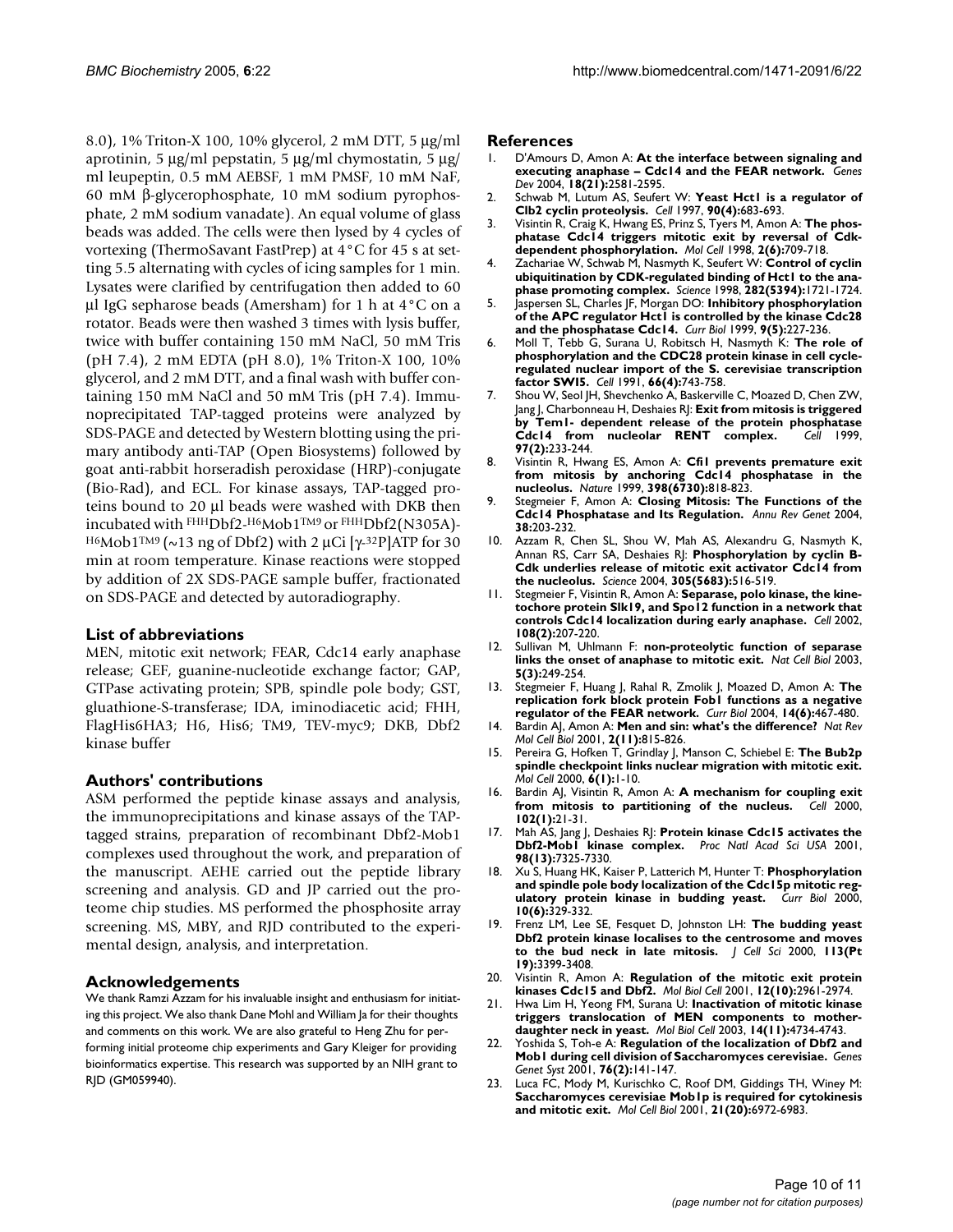8.0), 1% Triton-X 100, 10% glycerol, 2 mM DTT, 5 μg/ml aprotinin, 5 μg/ml pepstatin, 5 μg/ml chymostatin, 5 μg/ml leupeptin, 0.5 mM AEBSF, 1 mM PMSF, 10 mM NaF, 60 mM β-glycerophosphate, 10 mM sodium pyrophosphate, 2 mM sodium vanadate). An equal volume of glass beads was added. The cells were then lysed by 4 cycles of vortexing (ThermoSavant FastPrep) at 4°C for 45 s at setting 5.5 alternating with cycles of icing samples for 1 min. Lysates were clarified by centrifugation then added to 60 μl IgG sepharose beads (Amersham) for 1 h at 4°C on a rotator. Beads were then washed 3 times with lysis buffer, twice with buffer containing 150 mM NaCl, 50 mM Tris (pH 7.4), 2 mM EDTA (pH 8.0), 1% Triton-X 100, 10% glycerol, and 2 mM DTT, and a final wash with buffer containing 150 mM NaCl and 50 mM Tris (pH 7.4). Immunoprecipitated TAP-tagged proteins were analyzed by SDS-PAGE and detected by Western blotting using the primary antibody anti-TAP (Open Biosystems) followed by goat anti-rabbit horseradish peroxidase (HRP)-conjugate (Bio-Rad), and ECL. For kinase assays, TAP-tagged proteins bound to 20 μl beads were washed with DKB then incubated with $^{FHH}$Dbf2-$^{H6}$Mob1$^{TM9}$ or $^{FHH}$Dbf2(N305A)-$^{H6}$Mob1$^{TM9}$ (~13 ng of Dbf2) with 2 μCi [$\gamma$-$^{32}$P]ATP for 30 min at room temperature. Kinase reactions were stopped by addition of 2X SDS-PAGE sample buffer, fractionated on SDS-PAGE and detected by autoradiography.

## List of abbreviations

MEN, mitotic exit network; FEAR, Cdc14 early anaphase release; GEF, guanine-nucleotide exchange factor; GAP, GTPase activating protein; SPB, spindle pole body; GST, gluathione-S-transferase; IDA, iminodiacetic acid; FHH, FlagHis6HA3; H6, His6; TM9, TEV-myc9; DKB, Dbf2 kinase buffer

## Authors' contributions

ASM performed the peptide kinase assays and analysis, the immunoprecipitations and kinase assays of the TAP-tagged strains, preparation of recombinant Dbf2-Mob1 complexes used throughout the work, and preparation of the manuscript. AEHE carried out the peptide library screening and analysis. GD and JP carried out the proteome chip studies. MS performed the phosphosite array screening. MS, MBY, and RJD contributed to the experimental design, analysis, and interpretation.

## Acknowledgements

We thank Ramzi Azzam for his invaluable insight and enthusiasm for initiating this project. We also thank Dane Mohl and William Ja for their thoughts and comments on this work. We are also grateful to Heng Zhu for performing initial proteome chip experiments and Gary Kleiger for providing bioinformatics expertise. This research was supported by an NIH grant to RJD (GM059940).

## References

1. D'Amours D, Amon A: **At the interface between signaling and executing anaphase – Cdc14 and the FEAR network.** *Genes Dev* 2004, **18(21):**2581-2595.
2. Schwab M, Lutum AS, Seufert W: **Yeast Hct1 is a regulator of Clb2 cyclin proteolysis.** *Cell* 1997, **90(4):**683-693.
3. Visintin R, Craig K, Hwang ES, Prinz S, Tyers M, Amon A: **The phosphatase Cdc14 triggers mitotic exit by reversal of Cdk-dependent phosphorylation.** *Mol Cell* 1998, **2(6):**709-718.
4. Zachariae W, Schwab M, Nasmyth K, Seufert W: **Control of cyclin ubiquitination by CDK-regulated binding of Hct1 to the anaphase promoting complex.** *Science* 1998, **282(5394):**1721-1724.
5. Jaspersen SL, Charles JF, Morgan DO: **Inhibitory phosphorylation of the APC regulator Hct1 is controlled by the kinase Cdc28 and the phosphatase Cdc14.** *Curr Biol* 1999, **9(5):**227-236.
6. Moll T, Tebb G, Surana U, Robitsch H, Nasmyth K: **The role of phosphorylation and the CDC28 protein kinase in cell cycle-regulated nuclear import of the S. cerevisiae transcription factor SWI5.** *Cell* 1991, **66(4):**743-758.
7. Shou W, Seol JH, Shevchenko A, Baskerville C, Moazed D, Chen ZW, Jang J, Charbonneau H, Deshaies RJ: **Exit from mitosis is triggered by Tem1- dependent release of the protein phosphatase Cdc14 from nucleolar RENT complex.** *Cell* 1999, **97(2):**233-244.
8. Visintin R, Hwang ES, Amon A: **Cfi1 prevents premature exit from mitosis by anchoring Cdc14 phosphatase in the nucleolus.** *Nature* 1999, **398(6730):**818-823.
9. Stegmeier F, Amon A: **Closing Mitosis: The Functions of the Cdc14 Phosphatase and Its Regulation.** *Annu Rev Genet* 2004, **38:**203-232.
10. Azzam R, Chen SL, Shou W, Mah AS, Alexandru G, Nasmyth K, Annan RS, Carr SA, Deshaies RJ: **Phosphorylation by cyclin B-Cdk underlies release of mitotic exit activator Cdc14 from the nucleolus.** *Science* 2004, **305(5683):**516-519.
11. Stegmeier F, Visintin R, Amon A: **Separase, polo kinase, the kinetochore protein Slk19, and Spo12 function in a network that controls Cdc14 localization during early anaphase.** *Cell* 2002, **108(2):**207-220.
12. Sullivan M, Uhlmann F: **non-proteolytic function of separase links the onset of anaphase to mitotic exit.** *Nat Cell Biol* 2003, **5(3):**249-254.
13. Stegmeier F, Huang J, Rahal R, Zmolik J, Moazed D, Amon A: **The replication fork block protein Fob1 functions as a negative regulator of the FEAR network.** *Curr Biol* 2004, **14(6):**467-480.
14. Bardin AJ, Amon A: **Men and sin: what's the difference?** *Nat Rev Mol Cell Biol* 2001, **2(11):**815-826.
15. Pereira G, Hofken T, Grindlay J, Manson C, Schiebel E: **The Bub2p spindle checkpoint links nuclear migration with mitotic exit.** *Mol Cell* 2000, **6(1):**1-10.
16. Bardin AJ, Visintin R, Amon A: **A mechanism for coupling exit from mitosis to partitioning of the nucleus.** *Cell* 2000, **102(1):**21-31.
17. Mah AS, Jang J, Deshaies RJ: **Protein kinase Cdc15 activates the Dbf2-Mob1 kinase complex.** *Proc Natl Acad Sci USA* 2001, **98(13):**7325-7330.
18. Xu S, Huang HK, Kaiser P, Latterich M, Hunter T: **Phosphorylation and spindle pole body localization of the Cdc15p mitotic regulatory protein kinase in budding yeast.** *Curr Biol* 2000, **10(6):**329-332.
19. Frenz LM, Lee SE, Fesquet D, Johnston LH: **The budding yeast Dbf2 protein kinase localises to the centrosome and moves to the bud neck in late mitosis.** *J Cell Sci* 2000, **113(Pt 19):**3399-3408.
20. Visintin R, Amon A: **Regulation of the mitotic exit protein kinases Cdc15 and Dbf2.** *Mol Biol Cell* 2001, **12(10):**2961-2974.
21. Hwa Lim H, Yeong FM, Surana U: **Inactivation of mitotic kinase triggers translocation of MEN components to mother-daughter neck in yeast.** *Mol Biol Cell* 2003, **14(11):**4734-4743.
22. Yoshida S, Toh-e A: **Regulation of the localization of Dbf2 and Mob1 during cell division of Saccharomyces cerevisiae.** *Genes Genet Syst* 2001, **76(2):**141-147.
23. Luca FC, Mody M, Kurischko C, Roof DM, Giddings TH, Winey M: **Saccharomyces cerevisiae Mob1p is required for cytokinesis and mitotic exit.** *Mol Cell Biol* 2001, **21(20):**6972-6983.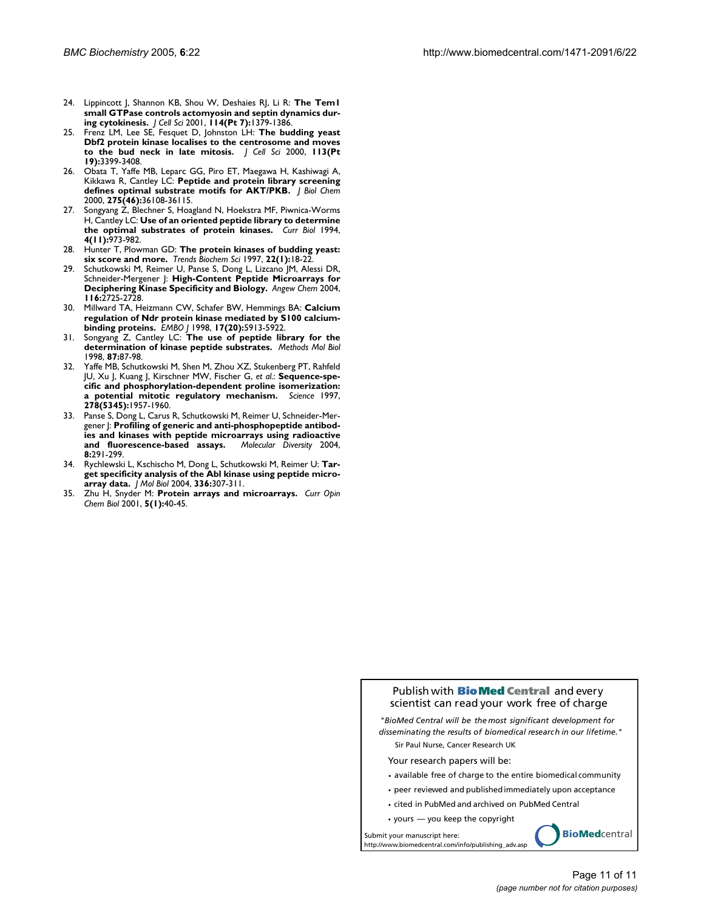24. Lippincott J, Shannon KB, Shou W, Deshaies RJ, Li R: **The Tem1 small GTPase controls actomyosin and septin dynamics during cytokinesis.** *J Cell Sci* 2001, **114(Pt 7):**1379-1386.
25. Frenz LM, Lee SE, Fesquet D, Johnston LH: **The budding yeast Dbf2 protein kinase localises to the centrosome and moves to the bud neck in late mitosis.** *J Cell Sci* 2000, **113(Pt 19):**3399-3408.
26. Obata T, Yaffe MB, Leparc GG, Piro ET, Maegawa H, Kashiwagi A, Kikkawa R, Cantley LC: **Peptide and protein library screening defines optimal substrate motifs for AKT/PKB.** *J Biol Chem* 2000, **275(46):**36108-36115.
27. Songyang Z, Blechner S, Hoagland N, Hoekstra MF, Piwnica-Worms H, Cantley LC: **Use of an oriented peptide library to determine the optimal substrates of protein kinases.** *Curr Biol* 1994, **4(11):**973-982.
28. Hunter T, Plowman GD: **The protein kinases of budding yeast: six score and more.** *Trends Biochem Sci* 1997, **22(1):**18-22.
29. Schutkowski M, Reimer U, Panse S, Dong L, Lizcano JM, Alessi DR, Schneider-Mergener J: **High-Content Peptide Microarrays for Deciphering Kinase Specificity and Biology.** *Angew Chem* 2004, **116:**2725-2728.
30. Millward TA, Heizmann CW, Schafer BW, Hemmings BA: **Calcium regulation of Ndr protein kinase mediated by S100 calcium-binding proteins.** *EMBO J* 1998, **17(20):**5913-5922.
31. Songyang Z, Cantley LC: **The use of peptide library for the determination of kinase peptide substrates.** *Methods Mol Biol* 1998, **87:**87-98.
32. Yaffe MB, Schutkowski M, Shen M, Zhou XZ, Stukenberg PT, Rahfeld JU, Xu J, Kuang J, Kirschner MW, Fischer G, *et al.*: **Sequence-specific and phosphorylation-dependent proline isomerization: a potential mitotic regulatory mechanism.** *Science* 1997, **278(5345):**1957-1960.
33. Panse S, Dong L, Carus R, Schutkowski M, Reimer U, Schneider-Mergener J: **Profiling of generic and anti-phosphopeptide antibodies and kinases with peptide microarrays using radioactive and fluorescence-based assays.** *Molecular Diversity* 2004, **8:**291-299.
34. Rychlewski L, Kschischo M, Dong L, Schutkowski M, Reimer U: **Target specificity analysis of the Abl kinase using peptide microarray data.** *J Mol Biol* 2004, **336:**307-311.
35. Zhu H, Snyder M: **Protein arrays and microarrays.** *Curr Opin Chem Biol* 2001, **5(1):**40-45.

Publish with **BioMed Central** and every scientist can read your work free of charge

*"BioMed Central will be the most significant development for disseminating the results of biomedical research in our lifetime."*

Sir Paul Nurse, Cancer Research UK

Your research papers will be:

- available free of charge to the entire biomedical community
- peer reviewed and published immediately upon acceptance
- cited in PubMed and archived on PubMed Central
- yours — you keep the copyright

Submit your manuscript here:
http://www.biomedcentral.com/info/publishing_adv.asp

**BioMed**central